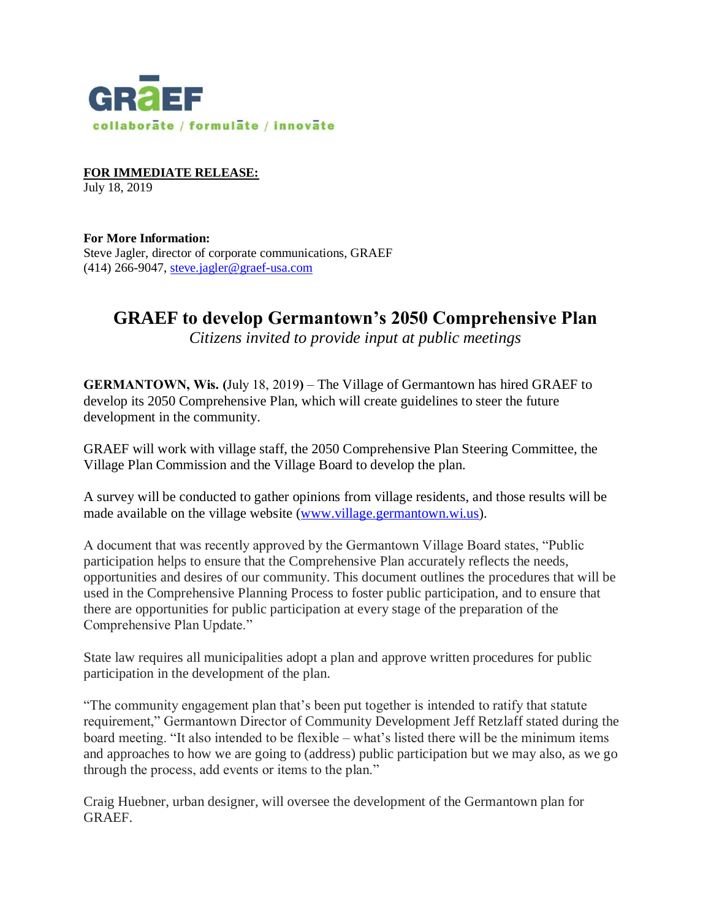GRAEF

collaborate / formulate / innovate

**FOR IMMEDIATE RELEASE:**
July 18, 2019

**For More Information:**
Steve Jagler, director of corporate communications, GRAEF
(414) 266-9047, steve.jagler@graef-usa.com

# GRAEF to develop Germantown's 2050 Comprehensive Plan

*Citizens invited to provide input at public meetings*

**GERMANTOWN, Wis. (**July 18, 2019**)** – The Village of Germantown has hired GRAEF to develop its 2050 Comprehensive Plan, which will create guidelines to steer the future development in the community.

GRAEF will work with village staff, the 2050 Comprehensive Plan Steering Committee, the Village Plan Commission and the Village Board to develop the plan.

A survey will be conducted to gather opinions from village residents, and those results will be made available on the village website (www.village.germantown.wi.us).

A document that was recently approved by the Germantown Village Board states, "Public participation helps to ensure that the Comprehensive Plan accurately reflects the needs, opportunities and desires of our community. This document outlines the procedures that will be used in the Comprehensive Planning Process to foster public participation, and to ensure that there are opportunities for public participation at every stage of the preparation of the Comprehensive Plan Update."

State law requires all municipalities adopt a plan and approve written procedures for public participation in the development of the plan.

"The community engagement plan that's been put together is intended to ratify that statute requirement," Germantown Director of Community Development Jeff Retzlaff stated during the board meeting. "It also intended to be flexible – what's listed there will be the minimum items and approaches to how we are going to (address) public participation but we may also, as we go through the process, add events or items to the plan."

Craig Huebner, urban designer, will oversee the development of the Germantown plan for GRAEF.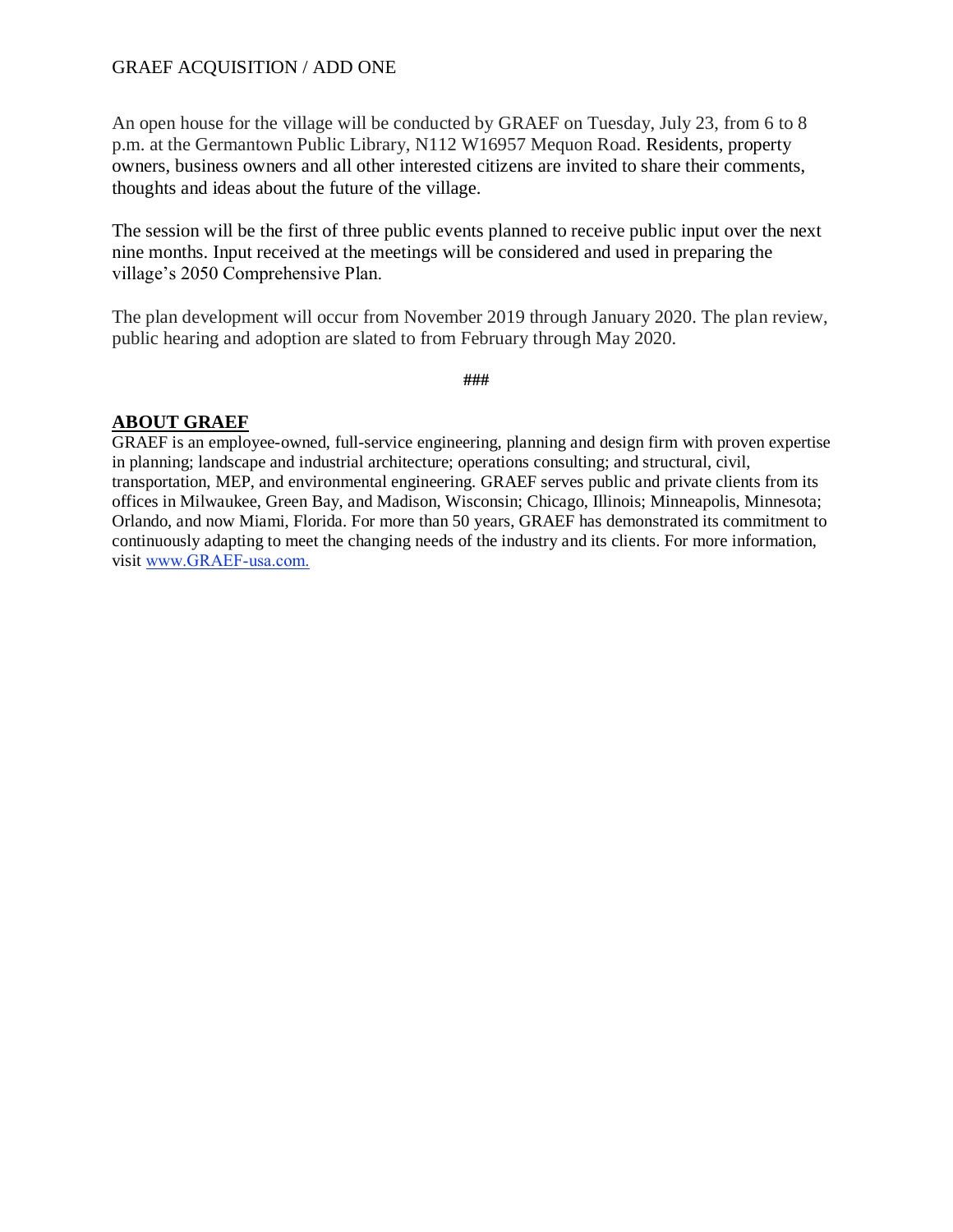GRAEF ACQUISITION / ADD ONE

An open house for the village will be conducted by GRAEF on Tuesday, July 23, from 6 to 8 p.m. at the Germantown Public Library, N112 W16957 Mequon Road. Residents, property owners, business owners and all other interested citizens are invited to share their comments, thoughts and ideas about the future of the village.

The session will be the first of three public events planned to receive public input over the next nine months. Input received at the meetings will be considered and used in preparing the village's 2050 Comprehensive Plan.

The plan development will occur from November 2019 through January 2020. The plan review, public hearing and adoption are slated to from February through May 2020.

###

## ABOUT GRAEF

GRAEF is an employee-owned, full-service engineering, planning and design firm with proven expertise in planning; landscape and industrial architecture; operations consulting; and structural, civil, transportation, MEP, and environmental engineering. GRAEF serves public and private clients from its offices in Milwaukee, Green Bay, and Madison, Wisconsin; Chicago, Illinois; Minneapolis, Minnesota; Orlando, and now Miami, Florida. For more than 50 years, GRAEF has demonstrated its commitment to continuously adapting to meet the changing needs of the industry and its clients. For more information, visit www.GRAEF-usa.com.